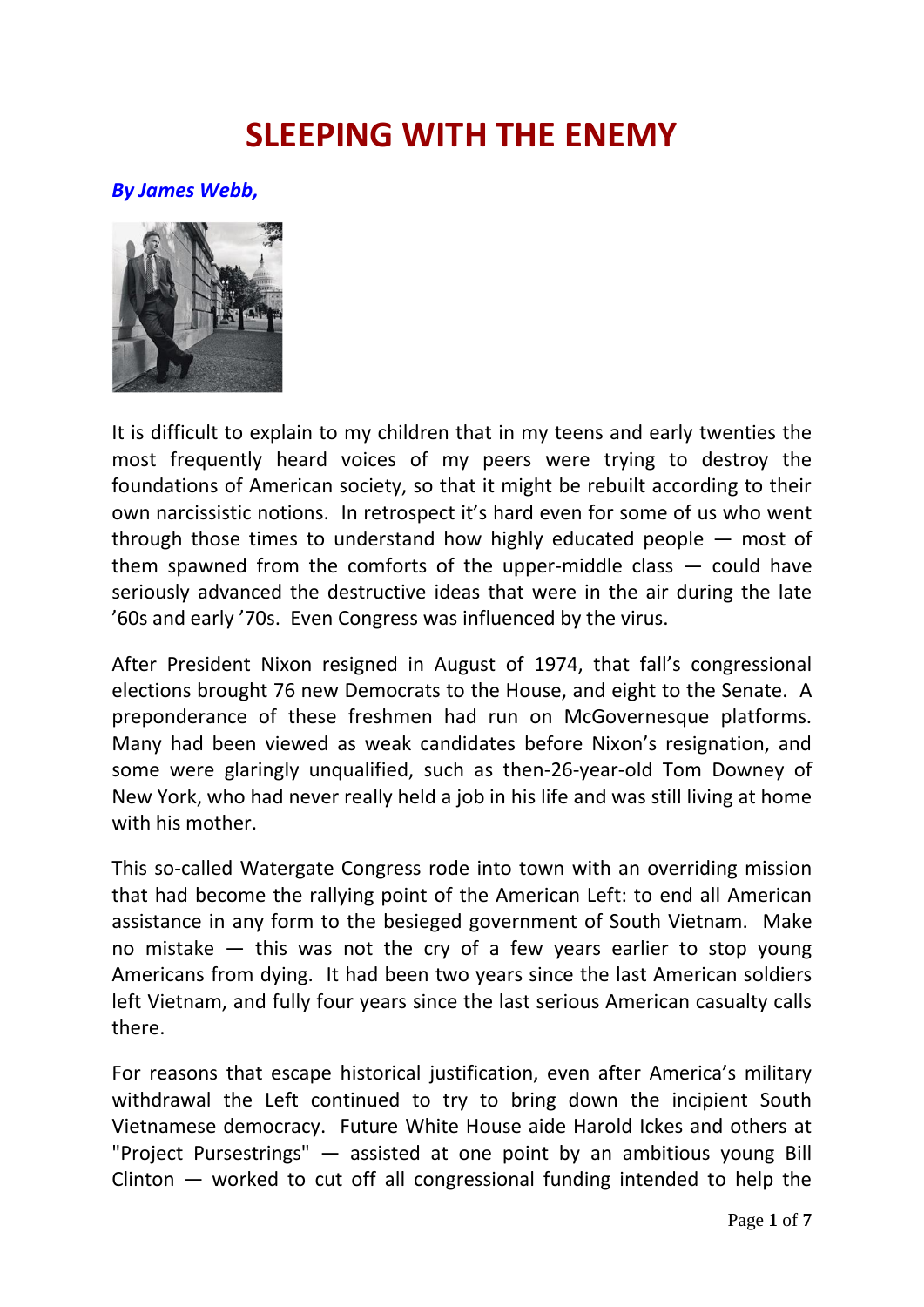# SLEEPING WITH THE ENEMY

***By James Webb,***

It is difficult to explain to my children that in my teens and early twenties the most frequently heard voices of my peers were trying to destroy the foundations of American society, so that it might be rebuilt according to their own narcissistic notions. In retrospect it's hard even for some of us who went through those times to understand how highly educated people — most of them spawned from the comforts of the upper-middle class — could have seriously advanced the destructive ideas that were in the air during the late '60s and early '70s. Even Congress was influenced by the virus.

After President Nixon resigned in August of 1974, that fall's congressional elections brought 76 new Democrats to the House, and eight to the Senate. A preponderance of these freshmen had run on McGovernesque platforms. Many had been viewed as weak candidates before Nixon's resignation, and some were glaringly unqualified, such as then-26-year-old Tom Downey of New York, who had never really held a job in his life and was still living at home with his mother.

This so-called Watergate Congress rode into town with an overriding mission that had become the rallying point of the American Left: to end all American assistance in any form to the besieged government of South Vietnam. Make no mistake — this was not the cry of a few years earlier to stop young Americans from dying. It had been two years since the last American soldiers left Vietnam, and fully four years since the last serious American casualty calls there.

For reasons that escape historical justification, even after America's military withdrawal the Left continued to try to bring down the incipient South Vietnamese democracy. Future White House aide Harold Ickes and others at "Project Pursestrings" — assisted at one point by an ambitious young Bill Clinton — worked to cut off all congressional funding intended to help the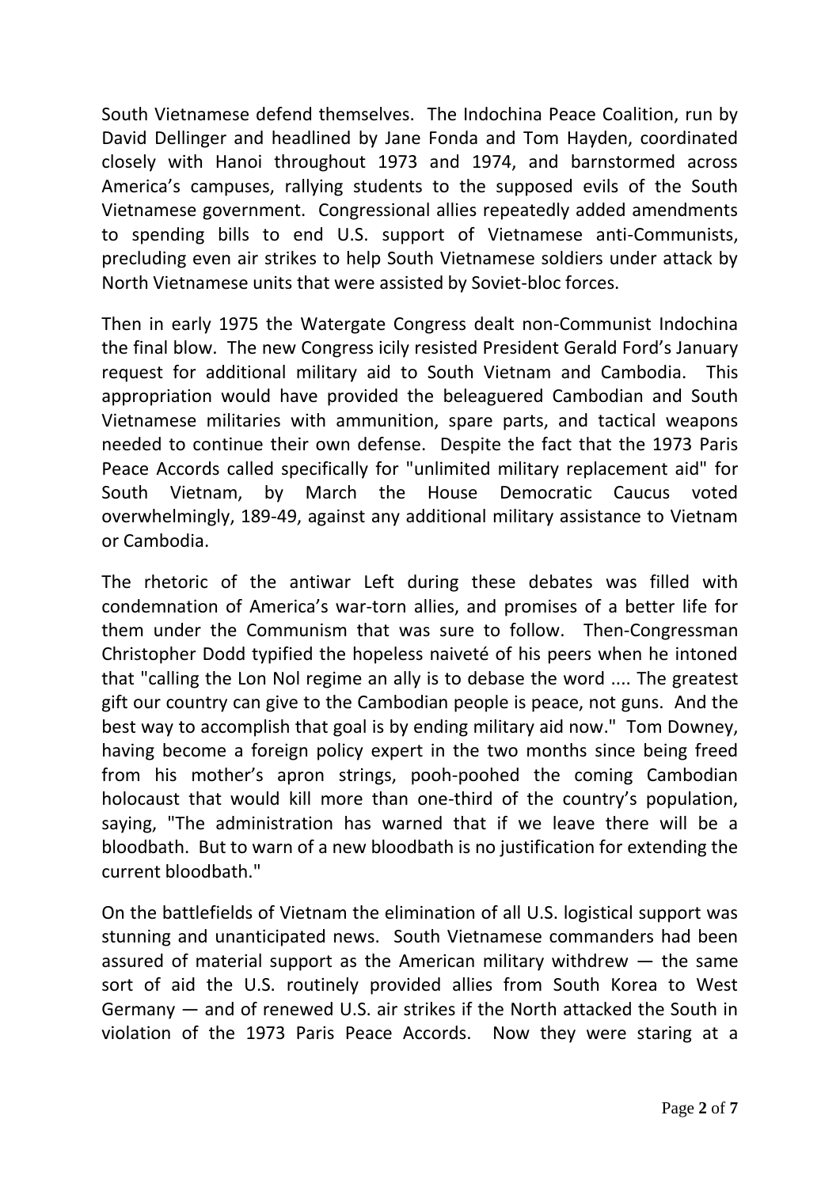South Vietnamese defend themselves. The Indochina Peace Coalition, run by David Dellinger and headlined by Jane Fonda and Tom Hayden, coordinated closely with Hanoi throughout 1973 and 1974, and barnstormed across America's campuses, rallying students to the supposed evils of the South Vietnamese government. Congressional allies repeatedly added amendments to spending bills to end U.S. support of Vietnamese anti-Communists, precluding even air strikes to help South Vietnamese soldiers under attack by North Vietnamese units that were assisted by Soviet-bloc forces.

Then in early 1975 the Watergate Congress dealt non-Communist Indochina the final blow. The new Congress icily resisted President Gerald Ford's January request for additional military aid to South Vietnam and Cambodia. This appropriation would have provided the beleaguered Cambodian and South Vietnamese militaries with ammunition, spare parts, and tactical weapons needed to continue their own defense. Despite the fact that the 1973 Paris Peace Accords called specifically for "unlimited military replacement aid" for South Vietnam, by March the House Democratic Caucus voted overwhelmingly, 189-49, against any additional military assistance to Vietnam or Cambodia.

The rhetoric of the antiwar Left during these debates was filled with condemnation of America's war-torn allies, and promises of a better life for them under the Communism that was sure to follow. Then-Congressman Christopher Dodd typified the hopeless naiveté of his peers when he intoned that "calling the Lon Nol regime an ally is to debase the word .... The greatest gift our country can give to the Cambodian people is peace, not guns. And the best way to accomplish that goal is by ending military aid now." Tom Downey, having become a foreign policy expert in the two months since being freed from his mother's apron strings, pooh-poohed the coming Cambodian holocaust that would kill more than one-third of the country's population, saying, "The administration has warned that if we leave there will be a bloodbath. But to warn of a new bloodbath is no justification for extending the current bloodbath."

On the battlefields of Vietnam the elimination of all U.S. logistical support was stunning and unanticipated news. South Vietnamese commanders had been assured of material support as the American military withdrew — the same sort of aid the U.S. routinely provided allies from South Korea to West Germany — and of renewed U.S. air strikes if the North attacked the South in violation of the 1973 Paris Peace Accords. Now they were staring at a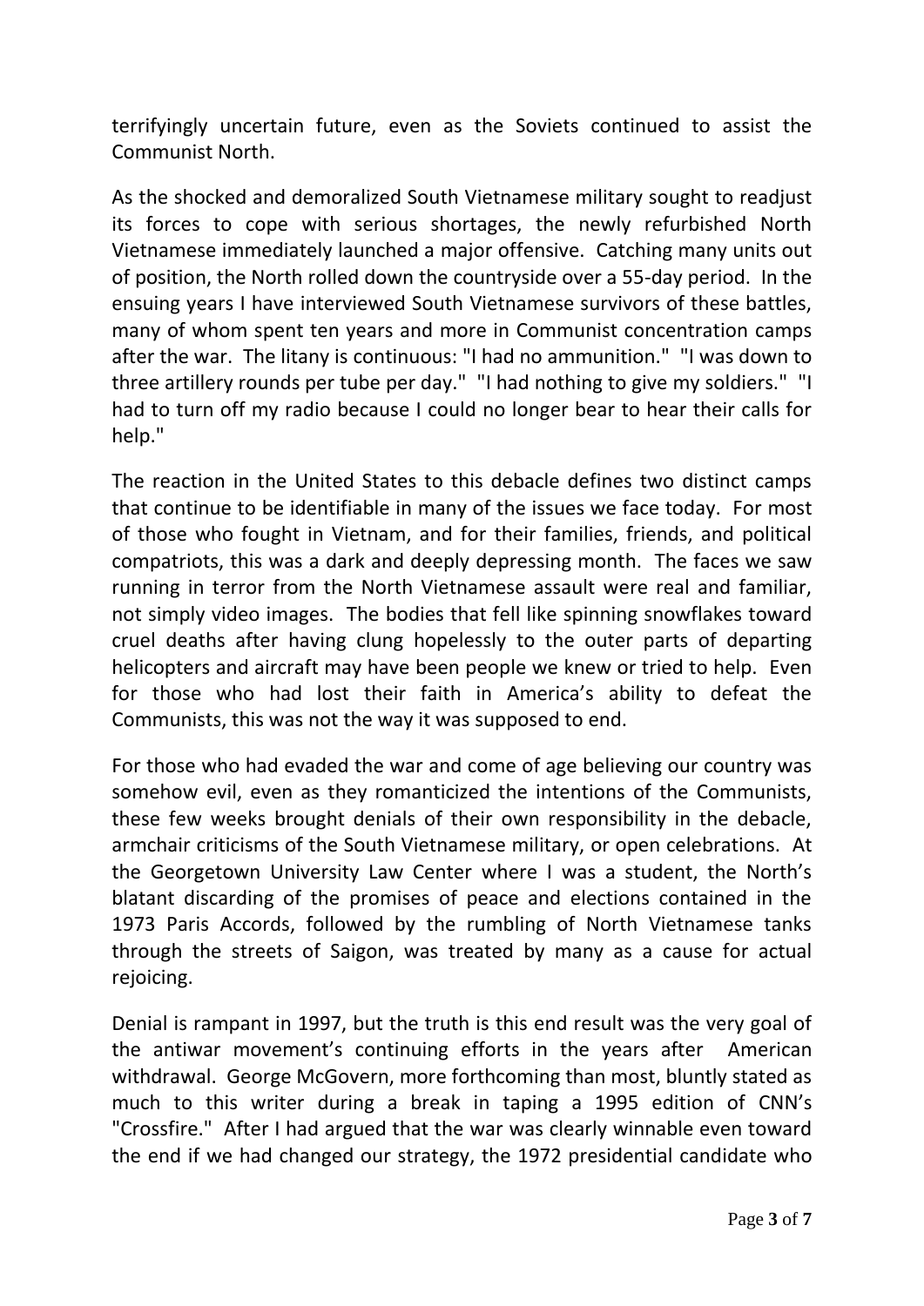terrifyingly uncertain future, even as the Soviets continued to assist the Communist North.

As the shocked and demoralized South Vietnamese military sought to readjust its forces to cope with serious shortages, the newly refurbished North Vietnamese immediately launched a major offensive. Catching many units out of position, the North rolled down the countryside over a 55-day period. In the ensuing years I have interviewed South Vietnamese survivors of these battles, many of whom spent ten years and more in Communist concentration camps after the war. The litany is continuous: "I had no ammunition." "I was down to three artillery rounds per tube per day." "I had nothing to give my soldiers." "I had to turn off my radio because I could no longer bear to hear their calls for help."

The reaction in the United States to this debacle defines two distinct camps that continue to be identifiable in many of the issues we face today. For most of those who fought in Vietnam, and for their families, friends, and political compatriots, this was a dark and deeply depressing month. The faces we saw running in terror from the North Vietnamese assault were real and familiar, not simply video images. The bodies that fell like spinning snowflakes toward cruel deaths after having clung hopelessly to the outer parts of departing helicopters and aircraft may have been people we knew or tried to help. Even for those who had lost their faith in America's ability to defeat the Communists, this was not the way it was supposed to end.

For those who had evaded the war and come of age believing our country was somehow evil, even as they romanticized the intentions of the Communists, these few weeks brought denials of their own responsibility in the debacle, armchair criticisms of the South Vietnamese military, or open celebrations. At the Georgetown University Law Center where I was a student, the North's blatant discarding of the promises of peace and elections contained in the 1973 Paris Accords, followed by the rumbling of North Vietnamese tanks through the streets of Saigon, was treated by many as a cause for actual rejoicing.

Denial is rampant in 1997, but the truth is this end result was the very goal of the antiwar movement's continuing efforts in the years after American withdrawal. George McGovern, more forthcoming than most, bluntly stated as much to this writer during a break in taping a 1995 edition of CNN's "Crossfire." After I had argued that the war was clearly winnable even toward the end if we had changed our strategy, the 1972 presidential candidate who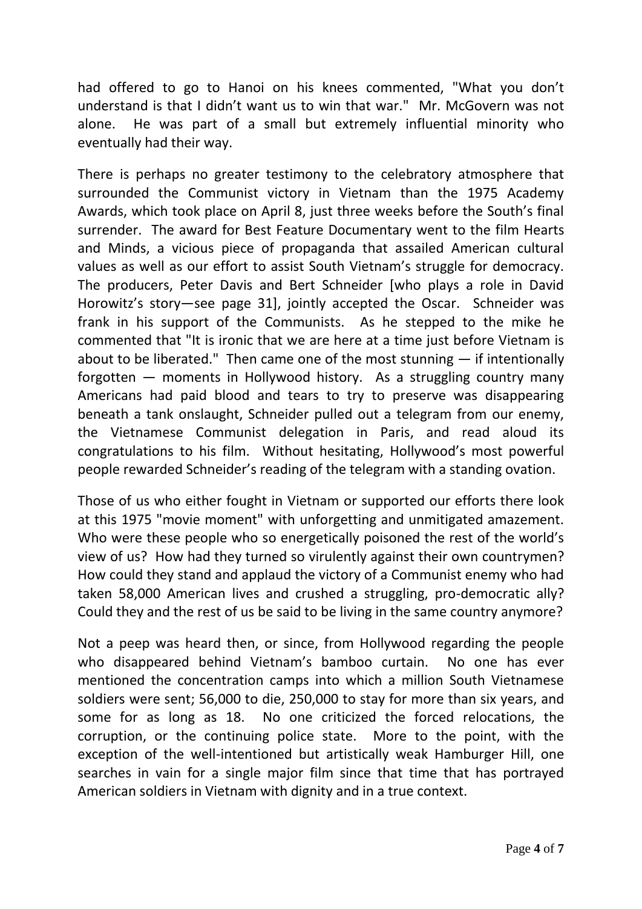had offered to go to Hanoi on his knees commented, "What you don't understand is that I didn't want us to win that war." Mr. McGovern was not alone. He was part of a small but extremely influential minority who eventually had their way.

There is perhaps no greater testimony to the celebratory atmosphere that surrounded the Communist victory in Vietnam than the 1975 Academy Awards, which took place on April 8, just three weeks before the South's final surrender. The award for Best Feature Documentary went to the film Hearts and Minds, a vicious piece of propaganda that assailed American cultural values as well as our effort to assist South Vietnam's struggle for democracy. The producers, Peter Davis and Bert Schneider [who plays a role in David Horowitz's story—see page 31], jointly accepted the Oscar. Schneider was frank in his support of the Communists. As he stepped to the mike he commented that "It is ironic that we are here at a time just before Vietnam is about to be liberated." Then came one of the most stunning — if intentionally forgotten — moments in Hollywood history. As a struggling country many Americans had paid blood and tears to try to preserve was disappearing beneath a tank onslaught, Schneider pulled out a telegram from our enemy, the Vietnamese Communist delegation in Paris, and read aloud its congratulations to his film. Without hesitating, Hollywood's most powerful people rewarded Schneider's reading of the telegram with a standing ovation.

Those of us who either fought in Vietnam or supported our efforts there look at this 1975 "movie moment" with unforgetting and unmitigated amazement. Who were these people who so energetically poisoned the rest of the world's view of us? How had they turned so virulently against their own countrymen? How could they stand and applaud the victory of a Communist enemy who had taken 58,000 American lives and crushed a struggling, pro-democratic ally? Could they and the rest of us be said to be living in the same country anymore?

Not a peep was heard then, or since, from Hollywood regarding the people who disappeared behind Vietnam's bamboo curtain. No one has ever mentioned the concentration camps into which a million South Vietnamese soldiers were sent; 56,000 to die, 250,000 to stay for more than six years, and some for as long as 18. No one criticized the forced relocations, the corruption, or the continuing police state. More to the point, with the exception of the well-intentioned but artistically weak Hamburger Hill, one searches in vain for a single major film since that time that has portrayed American soldiers in Vietnam with dignity and in a true context.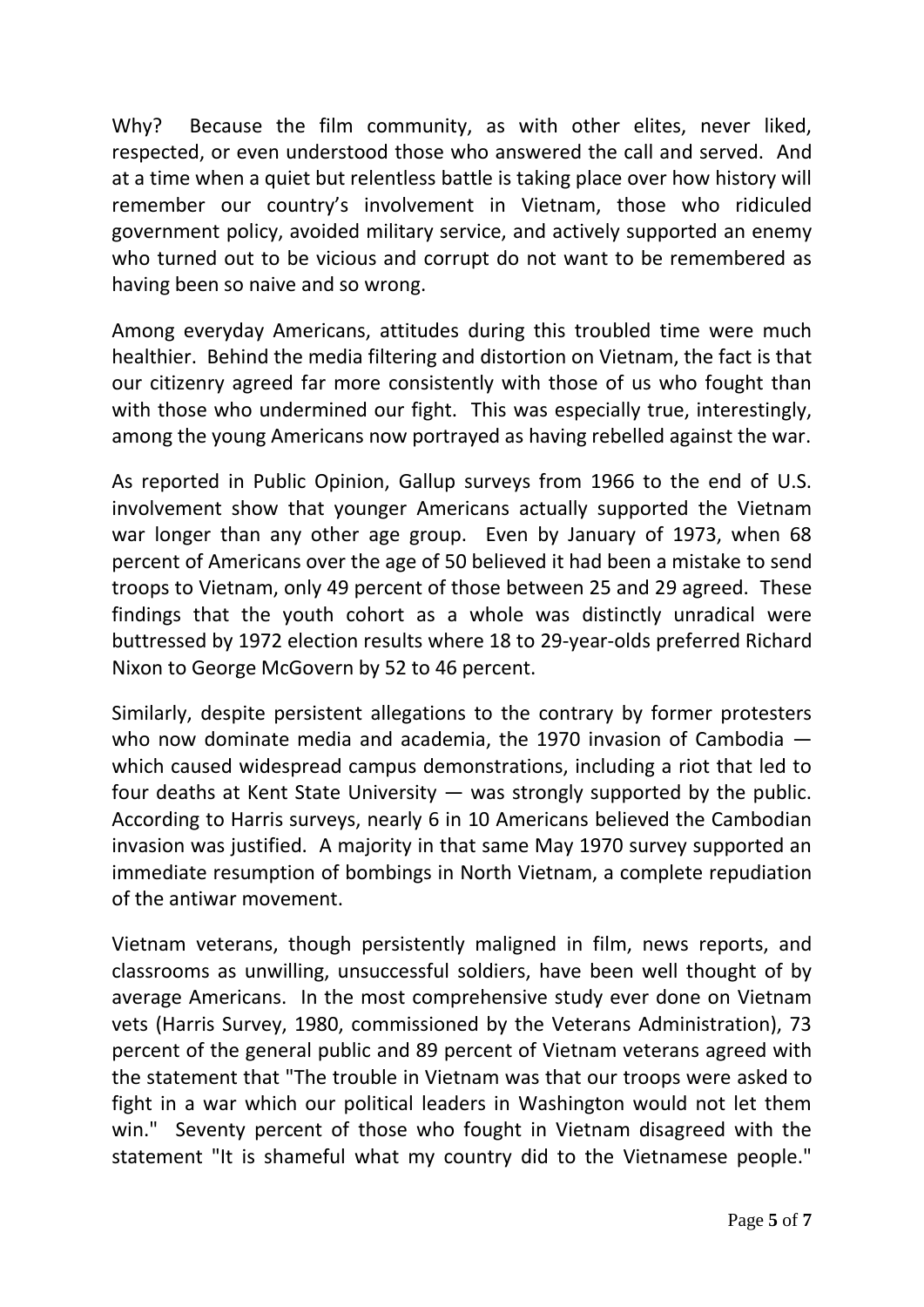Why? Because the film community, as with other elites, never liked, respected, or even understood those who answered the call and served. And at a time when a quiet but relentless battle is taking place over how history will remember our country's involvement in Vietnam, those who ridiculed government policy, avoided military service, and actively supported an enemy who turned out to be vicious and corrupt do not want to be remembered as having been so naive and so wrong.

Among everyday Americans, attitudes during this troubled time were much healthier. Behind the media filtering and distortion on Vietnam, the fact is that our citizenry agreed far more consistently with those of us who fought than with those who undermined our fight. This was especially true, interestingly, among the young Americans now portrayed as having rebelled against the war.

As reported in Public Opinion, Gallup surveys from 1966 to the end of U.S. involvement show that younger Americans actually supported the Vietnam war longer than any other age group. Even by January of 1973, when 68 percent of Americans over the age of 50 believed it had been a mistake to send troops to Vietnam, only 49 percent of those between 25 and 29 agreed. These findings that the youth cohort as a whole was distinctly unradical were buttressed by 1972 election results where 18 to 29-year-olds preferred Richard Nixon to George McGovern by 52 to 46 percent.

Similarly, despite persistent allegations to the contrary by former protesters who now dominate media and academia, the 1970 invasion of Cambodia — which caused widespread campus demonstrations, including a riot that led to four deaths at Kent State University — was strongly supported by the public. According to Harris surveys, nearly 6 in 10 Americans believed the Cambodian invasion was justified. A majority in that same May 1970 survey supported an immediate resumption of bombings in North Vietnam, a complete repudiation of the antiwar movement.

Vietnam veterans, though persistently maligned in film, news reports, and classrooms as unwilling, unsuccessful soldiers, have been well thought of by average Americans. In the most comprehensive study ever done on Vietnam vets (Harris Survey, 1980, commissioned by the Veterans Administration), 73 percent of the general public and 89 percent of Vietnam veterans agreed with the statement that "The trouble in Vietnam was that our troops were asked to fight in a war which our political leaders in Washington would not let them win." Seventy percent of those who fought in Vietnam disagreed with the statement "It is shameful what my country did to the Vietnamese people."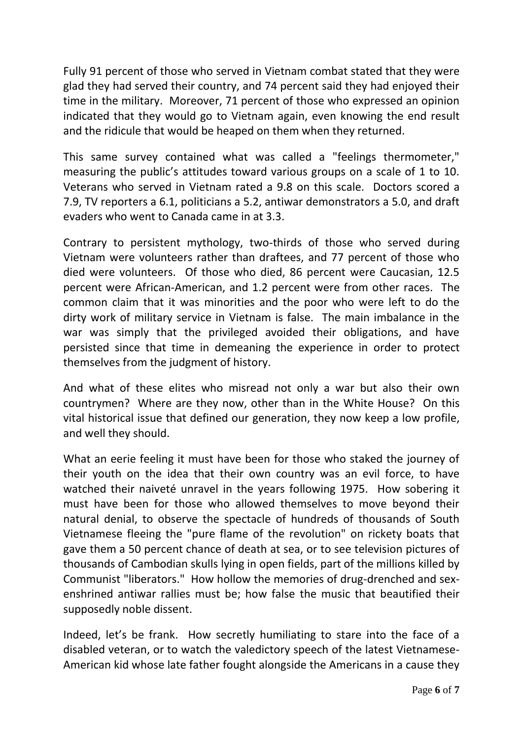Fully 91 percent of those who served in Vietnam combat stated that they were glad they had served their country, and 74 percent said they had enjoyed their time in the military. Moreover, 71 percent of those who expressed an opinion indicated that they would go to Vietnam again, even knowing the end result and the ridicule that would be heaped on them when they returned.

This same survey contained what was called a "feelings thermometer," measuring the public's attitudes toward various groups on a scale of 1 to 10. Veterans who served in Vietnam rated a 9.8 on this scale. Doctors scored a 7.9, TV reporters a 6.1, politicians a 5.2, antiwar demonstrators a 5.0, and draft evaders who went to Canada came in at 3.3.

Contrary to persistent mythology, two-thirds of those who served during Vietnam were volunteers rather than draftees, and 77 percent of those who died were volunteers. Of those who died, 86 percent were Caucasian, 12.5 percent were African-American, and 1.2 percent were from other races. The common claim that it was minorities and the poor who were left to do the dirty work of military service in Vietnam is false. The main imbalance in the war was simply that the privileged avoided their obligations, and have persisted since that time in demeaning the experience in order to protect themselves from the judgment of history.

And what of these elites who misread not only a war but also their own countrymen? Where are they now, other than in the White House? On this vital historical issue that defined our generation, they now keep a low profile, and well they should.

What an eerie feeling it must have been for those who staked the journey of their youth on the idea that their own country was an evil force, to have watched their naiveté unravel in the years following 1975. How sobering it must have been for those who allowed themselves to move beyond their natural denial, to observe the spectacle of hundreds of thousands of South Vietnamese fleeing the "pure flame of the revolution" on rickety boats that gave them a 50 percent chance of death at sea, or to see television pictures of thousands of Cambodian skulls lying in open fields, part of the millions killed by Communist "liberators." How hollow the memories of drug-drenched and sex-enshrined antiwar rallies must be; how false the music that beautified their supposedly noble dissent.

Indeed, let's be frank. How secretly humiliating to stare into the face of a disabled veteran, or to watch the valedictory speech of the latest Vietnamese-American kid whose late father fought alongside the Americans in a cause they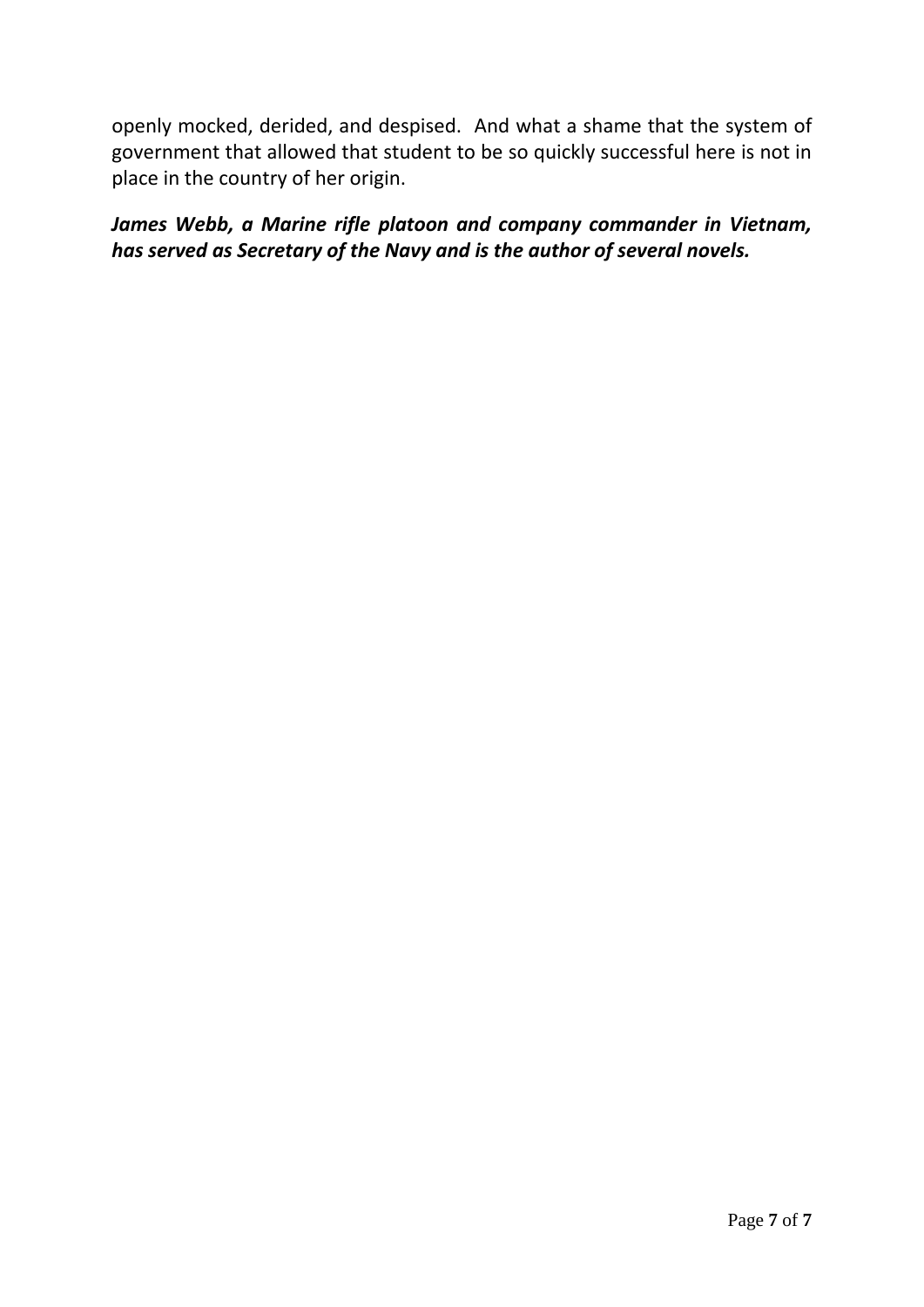openly mocked, derided, and despised. And what a shame that the system of government that allowed that student to be so quickly successful here is not in place in the country of her origin.

***James Webb, a Marine rifle platoon and company commander in Vietnam, has served as Secretary of the Navy and is the author of several novels.***